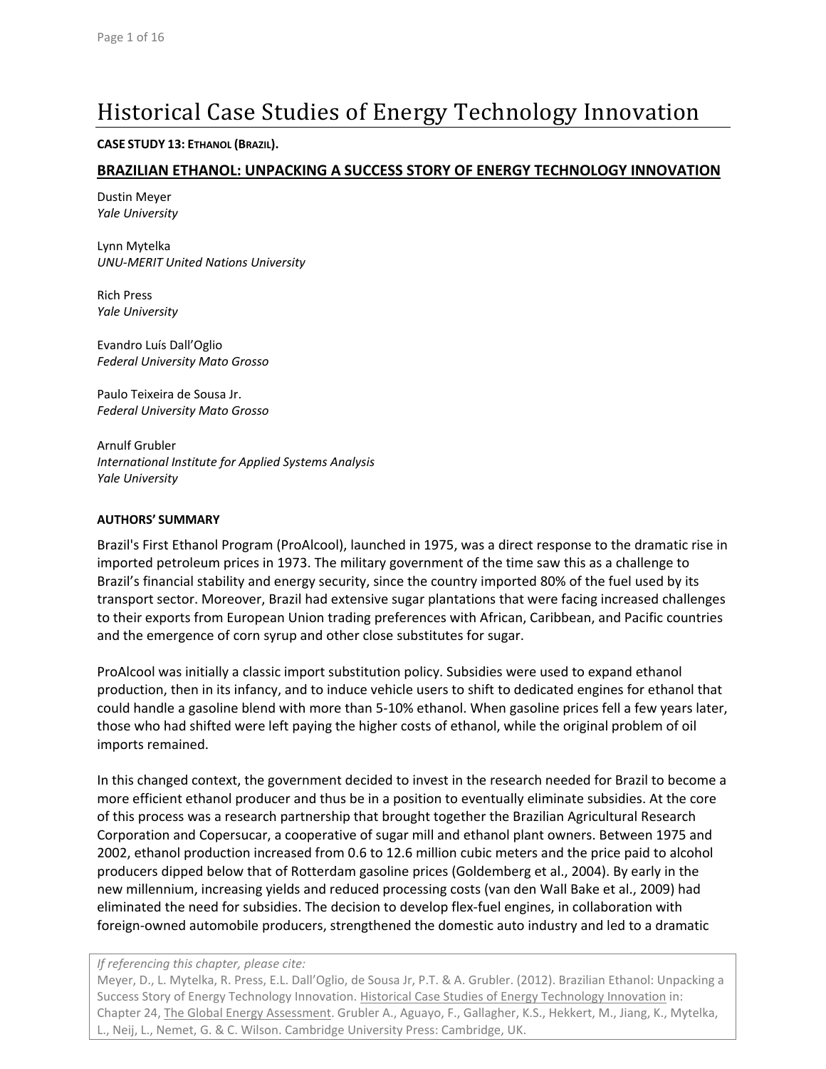# Historical Case Studies of Energy Technology Innovation

**CASE STUDY 13: ETHANOL (BRAZIL).**

## BRAZILIAN ETHANOL: UNPACKING A SUCCESS STORY OF ENERGY TECHNOLOGY INNOVATION

Dustin Meyer
*Yale University*

Lynn Mytelka
*UNU-MERIT United Nations University*

Rich Press
*Yale University*

Evandro Luís Dall'Oglio
*Federal University Mato Grosso*

Paulo Teixeira de Sousa Jr.
*Federal University Mato Grosso*

Arnulf Grubler
*International Institute for Applied Systems Analysis*
*Yale University*

**AUTHORS' SUMMARY**

Brazil's First Ethanol Program (ProAlcool), launched in 1975, was a direct response to the dramatic rise in imported petroleum prices in 1973. The military government of the time saw this as a challenge to Brazil's financial stability and energy security, since the country imported 80% of the fuel used by its transport sector. Moreover, Brazil had extensive sugar plantations that were facing increased challenges to their exports from European Union trading preferences with African, Caribbean, and Pacific countries and the emergence of corn syrup and other close substitutes for sugar.

ProAlcool was initially a classic import substitution policy. Subsidies were used to expand ethanol production, then in its infancy, and to induce vehicle users to shift to dedicated engines for ethanol that could handle a gasoline blend with more than 5-10% ethanol. When gasoline prices fell a few years later, those who had shifted were left paying the higher costs of ethanol, while the original problem of oil imports remained.

In this changed context, the government decided to invest in the research needed for Brazil to become a more efficient ethanol producer and thus be in a position to eventually eliminate subsidies. At the core of this process was a research partnership that brought together the Brazilian Agricultural Research Corporation and Copersucar, a cooperative of sugar mill and ethanol plant owners. Between 1975 and 2002, ethanol production increased from 0.6 to 12.6 million cubic meters and the price paid to alcohol producers dipped below that of Rotterdam gasoline prices (Goldemberg et al., 2004). By early in the new millennium, increasing yields and reduced processing costs (van den Wall Bake et al., 2009) had eliminated the need for subsidies. The decision to develop flex-fuel engines, in collaboration with foreign-owned automobile producers, strengthened the domestic auto industry and led to a dramatic

*If referencing this chapter, please cite:*
Meyer, D., L. Mytelka, R. Press, E.L. Dall'Oglio, de Sousa Jr, P.T. & A. Grubler. (2012). Brazilian Ethanol: Unpacking a Success Story of Energy Technology Innovation. Historical Case Studies of Energy Technology Innovation in: Chapter 24, The Global Energy Assessment. Grubler A., Aguayo, F., Gallagher, K.S., Hekkert, M., Jiang, K., Mytelka, L., Neij, L., Nemet, G. & C. Wilson. Cambridge University Press: Cambridge, UK.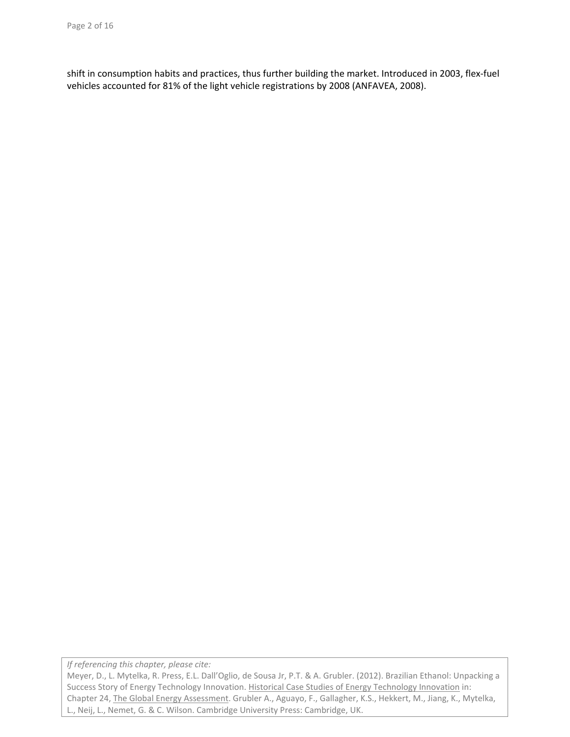shift in consumption habits and practices, thus further building the market. Introduced in 2003, flex-fuel vehicles accounted for 81% of the light vehicle registrations by 2008 (ANFAVEA, 2008).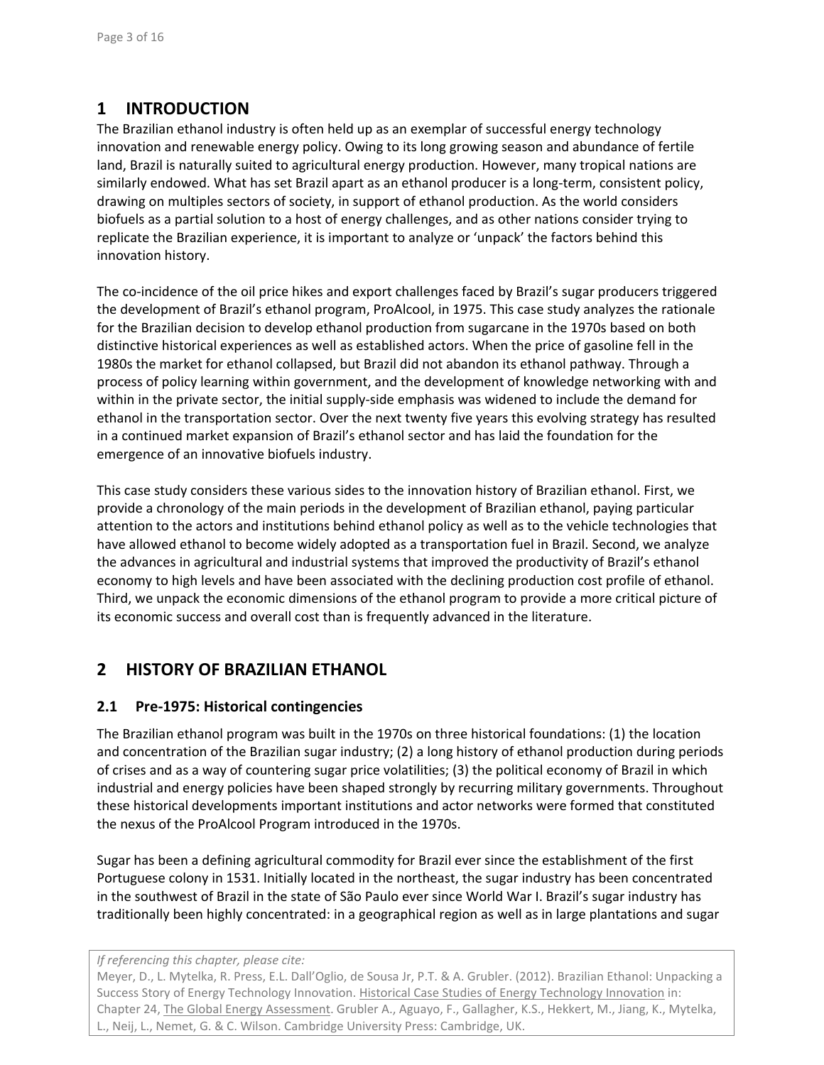# 1 INTRODUCTION

The Brazilian ethanol industry is often held up as an exemplar of successful energy technology innovation and renewable energy policy. Owing to its long growing season and abundance of fertile land, Brazil is naturally suited to agricultural energy production. However, many tropical nations are similarly endowed. What has set Brazil apart as an ethanol producer is a long-term, consistent policy, drawing on multiples sectors of society, in support of ethanol production. As the world considers biofuels as a partial solution to a host of energy challenges, and as other nations consider trying to replicate the Brazilian experience, it is important to analyze or 'unpack' the factors behind this innovation history.

The co-incidence of the oil price hikes and export challenges faced by Brazil's sugar producers triggered the development of Brazil's ethanol program, ProAlcool, in 1975. This case study analyzes the rationale for the Brazilian decision to develop ethanol production from sugarcane in the 1970s based on both distinctive historical experiences as well as established actors. When the price of gasoline fell in the 1980s the market for ethanol collapsed, but Brazil did not abandon its ethanol pathway. Through a process of policy learning within government, and the development of knowledge networking with and within in the private sector, the initial supply-side emphasis was widened to include the demand for ethanol in the transportation sector. Over the next twenty five years this evolving strategy has resulted in a continued market expansion of Brazil's ethanol sector and has laid the foundation for the emergence of an innovative biofuels industry.

This case study considers these various sides to the innovation history of Brazilian ethanol. First, we provide a chronology of the main periods in the development of Brazilian ethanol, paying particular attention to the actors and institutions behind ethanol policy as well as to the vehicle technologies that have allowed ethanol to become widely adopted as a transportation fuel in Brazil. Second, we analyze the advances in agricultural and industrial systems that improved the productivity of Brazil's ethanol economy to high levels and have been associated with the declining production cost profile of ethanol. Third, we unpack the economic dimensions of the ethanol program to provide a more critical picture of its economic success and overall cost than is frequently advanced in the literature.

# 2 HISTORY OF BRAZILIAN ETHANOL

## 2.1 Pre-1975: Historical contingencies

The Brazilian ethanol program was built in the 1970s on three historical foundations: (1) the location and concentration of the Brazilian sugar industry; (2) a long history of ethanol production during periods of crises and as a way of countering sugar price volatilities; (3) the political economy of Brazil in which industrial and energy policies have been shaped strongly by recurring military governments. Throughout these historical developments important institutions and actor networks were formed that constituted the nexus of the ProAlcool Program introduced in the 1970s.

Sugar has been a defining agricultural commodity for Brazil ever since the establishment of the first Portuguese colony in 1531. Initially located in the northeast, the sugar industry has been concentrated in the southwest of Brazil in the state of São Paulo ever since World War I. Brazil's sugar industry has traditionally been highly concentrated: in a geographical region as well as in large plantations and sugar

*If referencing this chapter, please cite:*
Meyer, D., L. Mytelka, R. Press, E.L. Dall'Oglio, de Sousa Jr, P.T. & A. Grubler. (2012). Brazilian Ethanol: Unpacking a Success Story of Energy Technology Innovation. Historical Case Studies of Energy Technology Innovation in: Chapter 24, The Global Energy Assessment. Grubler A., Aguayo, F., Gallagher, K.S., Hekkert, M., Jiang, K., Mytelka, L., Neij, L., Nemet, G. & C. Wilson. Cambridge University Press: Cambridge, UK.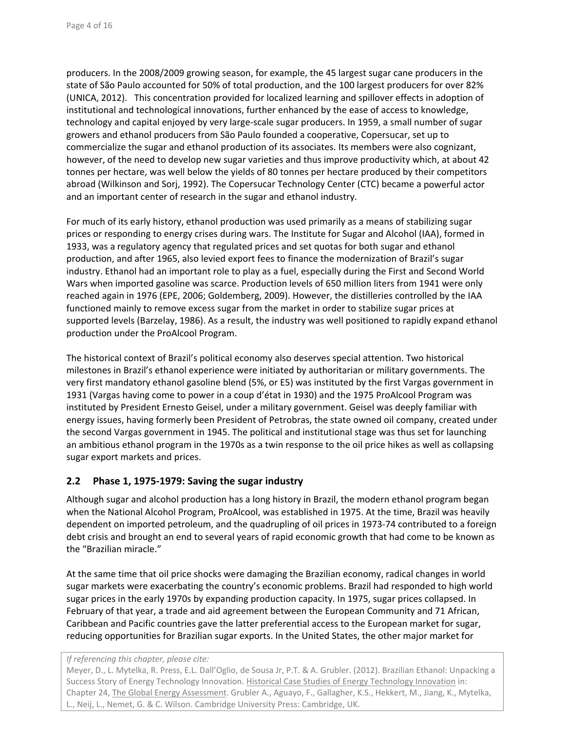producers. In the 2008/2009 growing season, for example, the 45 largest sugar cane producers in the state of São Paulo accounted for 50% of total production, and the 100 largest producers for over 82% (UNICA, 2012). This concentration provided for localized learning and spillover effects in adoption of institutional and technological innovations, further enhanced by the ease of access to knowledge, technology and capital enjoyed by very large-scale sugar producers. In 1959, a small number of sugar growers and ethanol producers from São Paulo founded a cooperative, Copersucar, set up to commercialize the sugar and ethanol production of its associates. Its members were also cognizant, however, of the need to develop new sugar varieties and thus improve productivity which, at about 42 tonnes per hectare, was well below the yields of 80 tonnes per hectare produced by their competitors abroad (Wilkinson and Sorj, 1992). The Copersucar Technology Center (CTC) became a powerful actor and an important center of research in the sugar and ethanol industry.

For much of its early history, ethanol production was used primarily as a means of stabilizing sugar prices or responding to energy crises during wars. The Institute for Sugar and Alcohol (IAA), formed in 1933, was a regulatory agency that regulated prices and set quotas for both sugar and ethanol production, and after 1965, also levied export fees to finance the modernization of Brazil's sugar industry. Ethanol had an important role to play as a fuel, especially during the First and Second World Wars when imported gasoline was scarce. Production levels of 650 million liters from 1941 were only reached again in 1976 (EPE, 2006; Goldemberg, 2009). However, the distilleries controlled by the IAA functioned mainly to remove excess sugar from the market in order to stabilize sugar prices at supported levels (Barzelay, 1986). As a result, the industry was well positioned to rapidly expand ethanol production under the ProAlcool Program.

The historical context of Brazil's political economy also deserves special attention. Two historical milestones in Brazil's ethanol experience were initiated by authoritarian or military governments. The very first mandatory ethanol gasoline blend (5%, or E5) was instituted by the first Vargas government in 1931 (Vargas having come to power in a coup d'état in 1930) and the 1975 ProAlcool Program was instituted by President Ernesto Geisel, under a military government. Geisel was deeply familiar with energy issues, having formerly been President of Petrobras, the state owned oil company, created under the second Vargas government in 1945. The political and institutional stage was thus set for launching an ambitious ethanol program in the 1970s as a twin response to the oil price hikes as well as collapsing sugar export markets and prices.

## 2.2 Phase 1, 1975-1979: Saving the sugar industry

Although sugar and alcohol production has a long history in Brazil, the modern ethanol program began when the National Alcohol Program, ProAlcool, was established in 1975. At the time, Brazil was heavily dependent on imported petroleum, and the quadrupling of oil prices in 1973-74 contributed to a foreign debt crisis and brought an end to several years of rapid economic growth that had come to be known as the "Brazilian miracle."

At the same time that oil price shocks were damaging the Brazilian economy, radical changes in world sugar markets were exacerbating the country's economic problems. Brazil had responded to high world sugar prices in the early 1970s by expanding production capacity. In 1975, sugar prices collapsed. In February of that year, a trade and aid agreement between the European Community and 71 African, Caribbean and Pacific countries gave the latter preferential access to the European market for sugar, reducing opportunities for Brazilian sugar exports. In the United States, the other major market for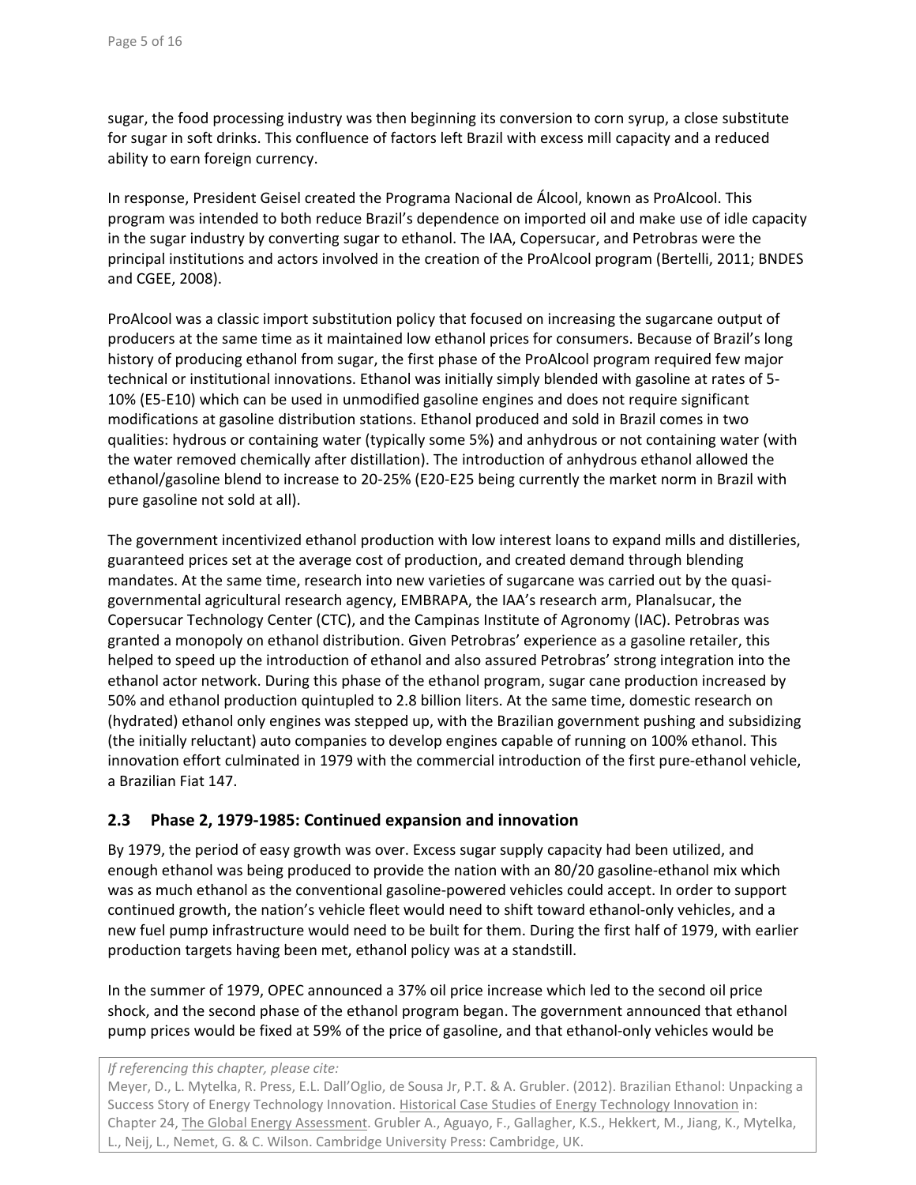sugar, the food processing industry was then beginning its conversion to corn syrup, a close substitute for sugar in soft drinks. This confluence of factors left Brazil with excess mill capacity and a reduced ability to earn foreign currency.

In response, President Geisel created the Programa Nacional de Álcool, known as ProAlcool. This program was intended to both reduce Brazil's dependence on imported oil and make use of idle capacity in the sugar industry by converting sugar to ethanol. The IAA, Copersucar, and Petrobras were the principal institutions and actors involved in the creation of the ProAlcool program (Bertelli, 2011; BNDES and CGEE, 2008).

ProAlcool was a classic import substitution policy that focused on increasing the sugarcane output of producers at the same time as it maintained low ethanol prices for consumers. Because of Brazil's long history of producing ethanol from sugar, the first phase of the ProAlcool program required few major technical or institutional innovations. Ethanol was initially simply blended with gasoline at rates of 5-10% (E5-E10) which can be used in unmodified gasoline engines and does not require significant modifications at gasoline distribution stations. Ethanol produced and sold in Brazil comes in two qualities: hydrous or containing water (typically some 5%) and anhydrous or not containing water (with the water removed chemically after distillation). The introduction of anhydrous ethanol allowed the ethanol/gasoline blend to increase to 20-25% (E20-E25 being currently the market norm in Brazil with pure gasoline not sold at all).

The government incentivized ethanol production with low interest loans to expand mills and distilleries, guaranteed prices set at the average cost of production, and created demand through blending mandates. At the same time, research into new varieties of sugarcane was carried out by the quasi-governmental agricultural research agency, EMBRAPA, the IAA's research arm, Planalsucar, the Copersucar Technology Center (CTC), and the Campinas Institute of Agronomy (IAC). Petrobras was granted a monopoly on ethanol distribution. Given Petrobras' experience as a gasoline retailer, this helped to speed up the introduction of ethanol and also assured Petrobras' strong integration into the ethanol actor network. During this phase of the ethanol program, sugar cane production increased by 50% and ethanol production quintupled to 2.8 billion liters. At the same time, domestic research on (hydrated) ethanol only engines was stepped up, with the Brazilian government pushing and subsidizing (the initially reluctant) auto companies to develop engines capable of running on 100% ethanol. This innovation effort culminated in 1979 with the commercial introduction of the first pure-ethanol vehicle, a Brazilian Fiat 147.

## 2.3 Phase 2, 1979-1985: Continued expansion and innovation

By 1979, the period of easy growth was over. Excess sugar supply capacity had been utilized, and enough ethanol was being produced to provide the nation with an 80/20 gasoline-ethanol mix which was as much ethanol as the conventional gasoline-powered vehicles could accept. In order to support continued growth, the nation's vehicle fleet would need to shift toward ethanol-only vehicles, and a new fuel pump infrastructure would need to be built for them. During the first half of 1979, with earlier production targets having been met, ethanol policy was at a standstill.

In the summer of 1979, OPEC announced a 37% oil price increase which led to the second oil price shock, and the second phase of the ethanol program began. The government announced that ethanol pump prices would be fixed at 59% of the price of gasoline, and that ethanol-only vehicles would be

*If referencing this chapter, please cite:*
Meyer, D., L. Mytelka, R. Press, E.L. Dall'Oglio, de Sousa Jr, P.T. & A. Grubler. (2012). Brazilian Ethanol: Unpacking a Success Story of Energy Technology Innovation. Historical Case Studies of Energy Technology Innovation in: Chapter 24, The Global Energy Assessment. Grubler A., Aguayo, F., Gallagher, K.S., Hekkert, M., Jiang, K., Mytelka, L., Neij, L., Nemet, G. & C. Wilson. Cambridge University Press: Cambridge, UK.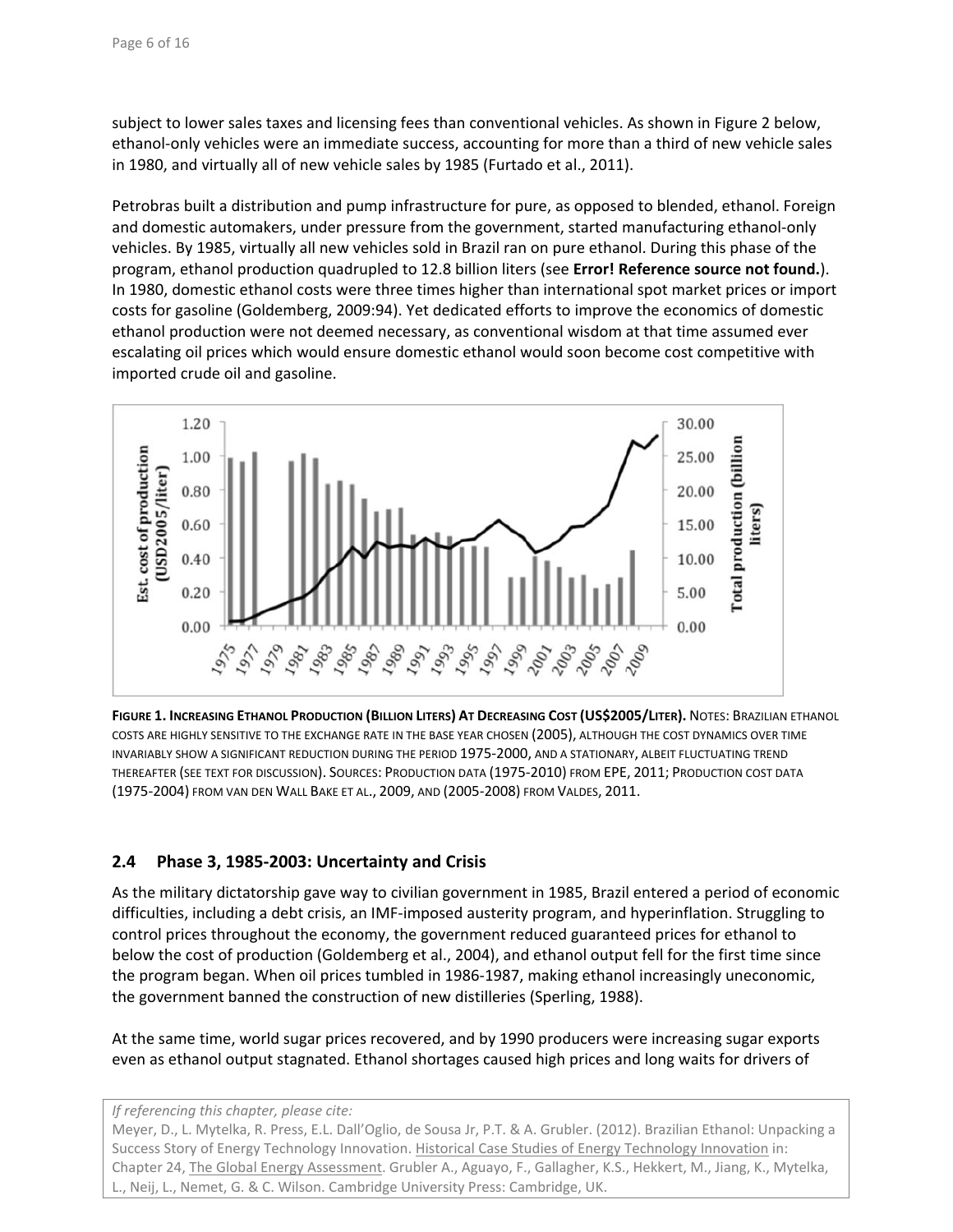subject to lower sales taxes and licensing fees than conventional vehicles. As shown in Figure 2 below, ethanol-only vehicles were an immediate success, accounting for more than a third of new vehicle sales in 1980, and virtually all of new vehicle sales by 1985 (Furtado et al., 2011).

Petrobras built a distribution and pump infrastructure for pure, as opposed to blended, ethanol. Foreign and domestic automakers, under pressure from the government, started manufacturing ethanol-only vehicles. By 1985, virtually all new vehicles sold in Brazil ran on pure ethanol. During this phase of the program, ethanol production quadrupled to 12.8 billion liters (see **Error! Reference source not found.**). In 1980, domestic ethanol costs were three times higher than international spot market prices or import costs for gasoline (Goldemberg, 2009:94). Yet dedicated efforts to improve the economics of domestic ethanol production were not deemed necessary, as conventional wisdom at that time assumed ever escalating oil prices which would ensure domestic ethanol would soon become cost competitive with imported crude oil and gasoline.

**Figure 1. Increasing Ethanol Production (billion liters) at Decreasing Cost (US$2005/liter).** Notes: Brazilian ethanol costs are highly sensitive to the exchange rate in the base year chosen (2005), although the cost dynamics over time invariably show a significant reduction during the period 1975-2000, and a stationary, albeit fluctuating trend thereafter (see text for discussion). Sources: Production data (1975-2010) from EPE, 2011; Production cost data (1975-2004) from van den Wall Bake et al., 2009, and (2005-2008) from Valdes, 2011.

## 2.4 Phase 3, 1985-2003: Uncertainty and Crisis

As the military dictatorship gave way to civilian government in 1985, Brazil entered a period of economic difficulties, including a debt crisis, an IMF-imposed austerity program, and hyperinflation. Struggling to control prices throughout the economy, the government reduced guaranteed prices for ethanol to below the cost of production (Goldemberg et al., 2004), and ethanol output fell for the first time since the program began. When oil prices tumbled in 1986-1987, making ethanol increasingly uneconomic, the government banned the construction of new distilleries (Sperling, 1988).

At the same time, world sugar prices recovered, and by 1990 producers were increasing sugar exports even as ethanol output stagnated. Ethanol shortages caused high prices and long waits for drivers of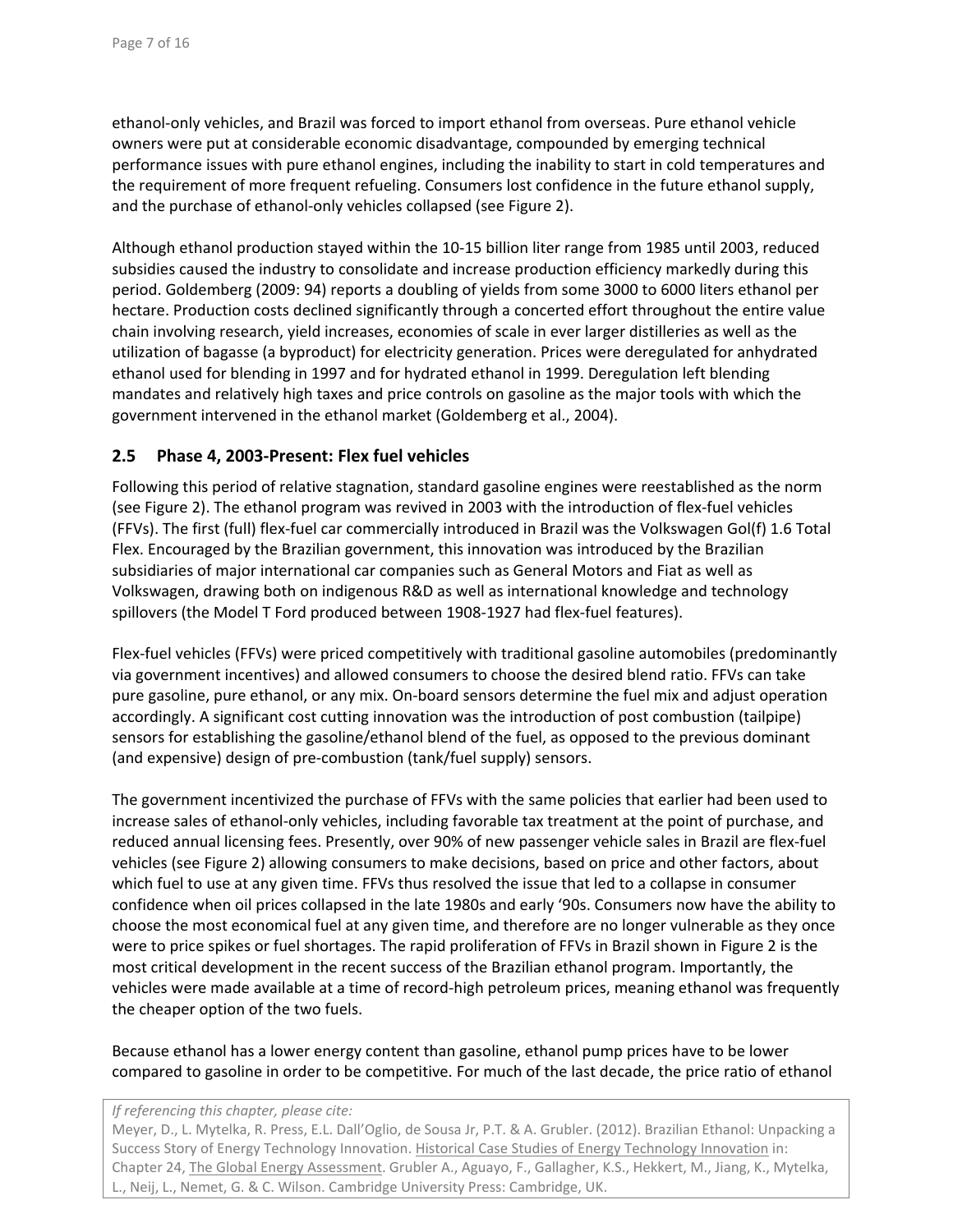ethanol-only vehicles, and Brazil was forced to import ethanol from overseas. Pure ethanol vehicle owners were put at considerable economic disadvantage, compounded by emerging technical performance issues with pure ethanol engines, including the inability to start in cold temperatures and the requirement of more frequent refueling. Consumers lost confidence in the future ethanol supply, and the purchase of ethanol-only vehicles collapsed (see Figure 2).

Although ethanol production stayed within the 10-15 billion liter range from 1985 until 2003, reduced subsidies caused the industry to consolidate and increase production efficiency markedly during this period. Goldemberg (2009: 94) reports a doubling of yields from some 3000 to 6000 liters ethanol per hectare. Production costs declined significantly through a concerted effort throughout the entire value chain involving research, yield increases, economies of scale in ever larger distilleries as well as the utilization of bagasse (a byproduct) for electricity generation. Prices were deregulated for anhydrated ethanol used for blending in 1997 and for hydrated ethanol in 1999. Deregulation left blending mandates and relatively high taxes and price controls on gasoline as the major tools with which the government intervened in the ethanol market (Goldemberg et al., 2004).

## 2.5 Phase 4, 2003-Present: Flex fuel vehicles

Following this period of relative stagnation, standard gasoline engines were reestablished as the norm (see Figure 2). The ethanol program was revived in 2003 with the introduction of flex-fuel vehicles (FFVs). The first (full) flex-fuel car commercially introduced in Brazil was the Volkswagen Gol(f) 1.6 Total Flex. Encouraged by the Brazilian government, this innovation was introduced by the Brazilian subsidiaries of major international car companies such as General Motors and Fiat as well as Volkswagen, drawing both on indigenous R&D as well as international knowledge and technology spillovers (the Model T Ford produced between 1908-1927 had flex-fuel features).

Flex-fuel vehicles (FFVs) were priced competitively with traditional gasoline automobiles (predominantly via government incentives) and allowed consumers to choose the desired blend ratio. FFVs can take pure gasoline, pure ethanol, or any mix. On-board sensors determine the fuel mix and adjust operation accordingly. A significant cost cutting innovation was the introduction of post combustion (tailpipe) sensors for establishing the gasoline/ethanol blend of the fuel, as opposed to the previous dominant (and expensive) design of pre-combustion (tank/fuel supply) sensors.

The government incentivized the purchase of FFVs with the same policies that earlier had been used to increase sales of ethanol-only vehicles, including favorable tax treatment at the point of purchase, and reduced annual licensing fees. Presently, over 90% of new passenger vehicle sales in Brazil are flex-fuel vehicles (see Figure 2) allowing consumers to make decisions, based on price and other factors, about which fuel to use at any given time. FFVs thus resolved the issue that led to a collapse in consumer confidence when oil prices collapsed in the late 1980s and early '90s. Consumers now have the ability to choose the most economical fuel at any given time, and therefore are no longer vulnerable as they once were to price spikes or fuel shortages. The rapid proliferation of FFVs in Brazil shown in Figure 2 is the most critical development in the recent success of the Brazilian ethanol program. Importantly, the vehicles were made available at a time of record-high petroleum prices, meaning ethanol was frequently the cheaper option of the two fuels.

Because ethanol has a lower energy content than gasoline, ethanol pump prices have to be lower compared to gasoline in order to be competitive. For much of the last decade, the price ratio of ethanol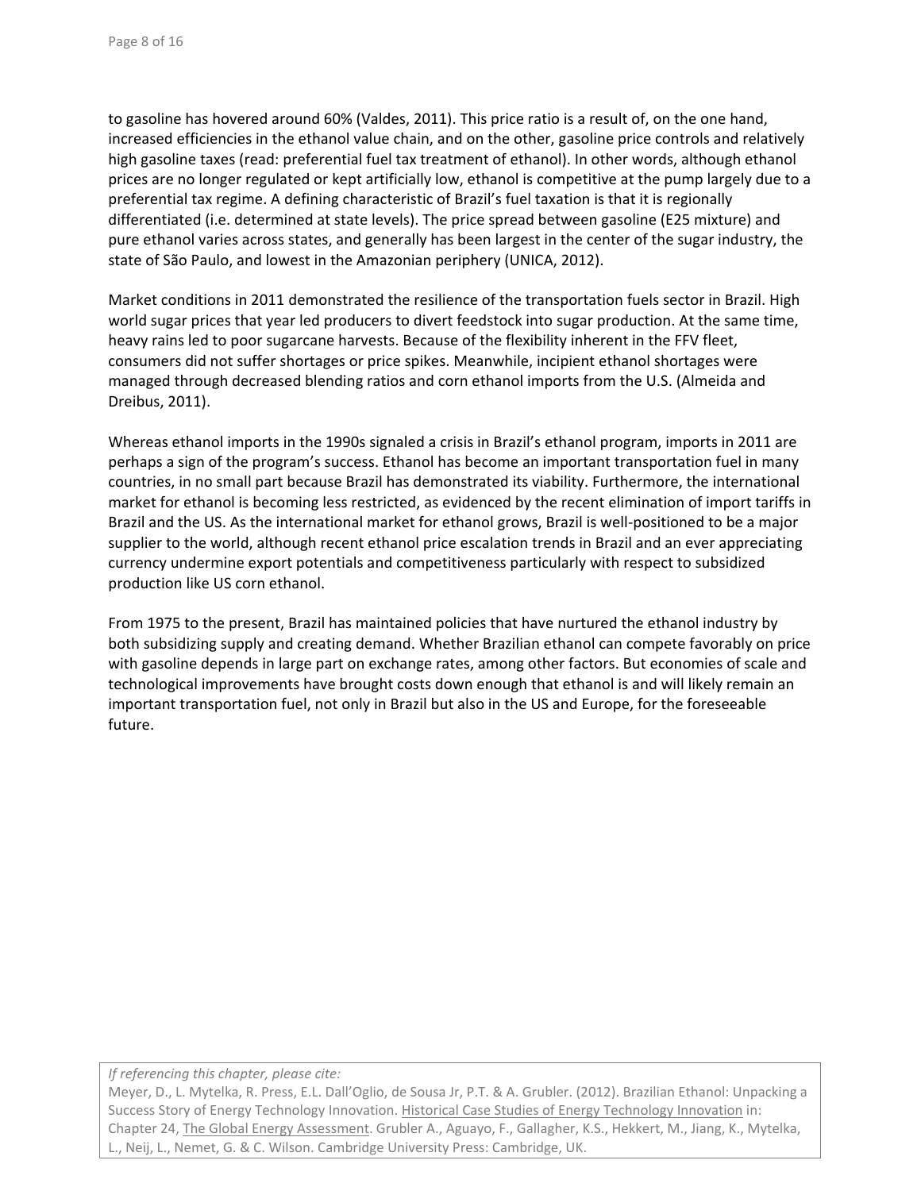to gasoline has hovered around 60% (Valdes, 2011). This price ratio is a result of, on the one hand, increased efficiencies in the ethanol value chain, and on the other, gasoline price controls and relatively high gasoline taxes (read: preferential fuel tax treatment of ethanol). In other words, although ethanol prices are no longer regulated or kept artificially low, ethanol is competitive at the pump largely due to a preferential tax regime. A defining characteristic of Brazil's fuel taxation is that it is regionally differentiated (i.e. determined at state levels). The price spread between gasoline (E25 mixture) and pure ethanol varies across states, and generally has been largest in the center of the sugar industry, the state of São Paulo, and lowest in the Amazonian periphery (UNICA, 2012).

Market conditions in 2011 demonstrated the resilience of the transportation fuels sector in Brazil. High world sugar prices that year led producers to divert feedstock into sugar production. At the same time, heavy rains led to poor sugarcane harvests. Because of the flexibility inherent in the FFV fleet, consumers did not suffer shortages or price spikes. Meanwhile, incipient ethanol shortages were managed through decreased blending ratios and corn ethanol imports from the U.S. (Almeida and Dreibus, 2011).

Whereas ethanol imports in the 1990s signaled a crisis in Brazil's ethanol program, imports in 2011 are perhaps a sign of the program's success. Ethanol has become an important transportation fuel in many countries, in no small part because Brazil has demonstrated its viability. Furthermore, the international market for ethanol is becoming less restricted, as evidenced by the recent elimination of import tariffs in Brazil and the US. As the international market for ethanol grows, Brazil is well-positioned to be a major supplier to the world, although recent ethanol price escalation trends in Brazil and an ever appreciating currency undermine export potentials and competitiveness particularly with respect to subsidized production like US corn ethanol.

From 1975 to the present, Brazil has maintained policies that have nurtured the ethanol industry by both subsidizing supply and creating demand. Whether Brazilian ethanol can compete favorably on price with gasoline depends in large part on exchange rates, among other factors. But economies of scale and technological improvements have brought costs down enough that ethanol is and will likely remain an important transportation fuel, not only in Brazil but also in the US and Europe, for the foreseeable future.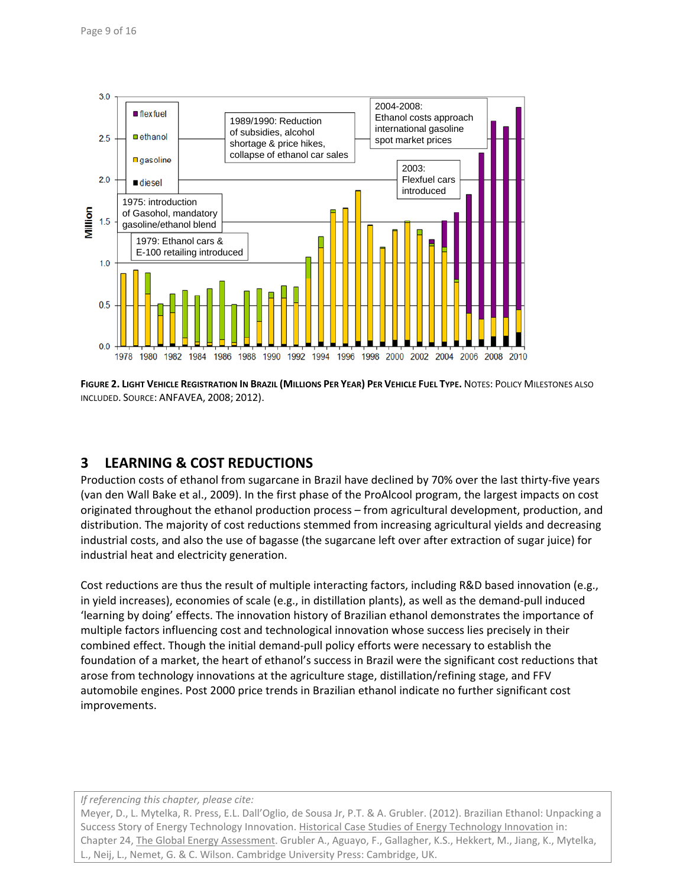**Figure 2. Light Vehicle Registration In Brazil (Millions Per Year) Per Vehicle Fuel Type.** Notes: Policy milestones also included. Source: ANFAVEA, 2008; 2012).

## 3 LEARNING & COST REDUCTIONS

Production costs of ethanol from sugarcane in Brazil have declined by 70% over the last thirty-five years (van den Wall Bake et al., 2009). In the first phase of the ProAlcool program, the largest impacts on cost originated throughout the ethanol production process – from agricultural development, production, and distribution. The majority of cost reductions stemmed from increasing agricultural yields and decreasing industrial costs, and also the use of bagasse (the sugarcane left over after extraction of sugar juice) for industrial heat and electricity generation.

Cost reductions are thus the result of multiple interacting factors, including R&D based innovation (e.g., in yield increases), economies of scale (e.g., in distillation plants), as well as the demand-pull induced 'learning by doing' effects. The innovation history of Brazilian ethanol demonstrates the importance of multiple factors influencing cost and technological innovation whose success lies precisely in their combined effect. Though the initial demand-pull policy efforts were necessary to establish the foundation of a market, the heart of ethanol's success in Brazil were the significant cost reductions that arose from technology innovations at the agriculture stage, distillation/refining stage, and FFV automobile engines. Post 2000 price trends in Brazilian ethanol indicate no further significant cost improvements.

*If referencing this chapter, please cite:*
Meyer, D., L. Mytelka, R. Press, E.L. Dall'Oglio, de Sousa Jr, P.T. & A. Grubler. (2012). Brazilian Ethanol: Unpacking a Success Story of Energy Technology Innovation. Historical Case Studies of Energy Technology Innovation in: Chapter 24, The Global Energy Assessment. Grubler A., Aguayo, F., Gallagher, K.S., Hekkert, M., Jiang, K., Mytelka, L., Neij, L., Nemet, G. & C. Wilson. Cambridge University Press: Cambridge, UK.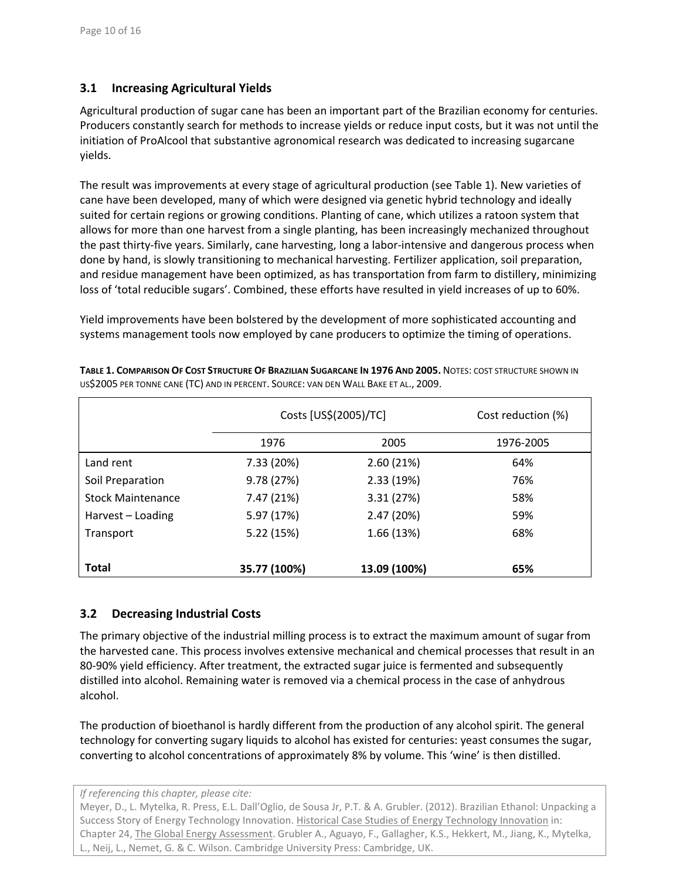### 3.1 Increasing Agricultural Yields

Agricultural production of sugar cane has been an important part of the Brazilian economy for centuries. Producers constantly search for methods to increase yields or reduce input costs, but it was not until the initiation of ProAlcool that substantive agronomical research was dedicated to increasing sugarcane yields.

The result was improvements at every stage of agricultural production (see Table 1). New varieties of cane have been developed, many of which were designed via genetic hybrid technology and ideally suited for certain regions or growing conditions. Planting of cane, which utilizes a ratoon system that allows for more than one harvest from a single planting, has been increasingly mechanized throughout the past thirty-five years. Similarly, cane harvesting, long a labor-intensive and dangerous process when done by hand, is slowly transitioning to mechanical harvesting. Fertilizer application, soil preparation, and residue management have been optimized, as has transportation from farm to distillery, minimizing loss of 'total reducible sugars'. Combined, these efforts have resulted in yield increases of up to 60%.

Yield improvements have been bolstered by the development of more sophisticated accounting and systems management tools now employed by cane producers to optimize the timing of operations.

**Table 1. Comparison Of Cost Structure Of Brazilian Sugarcane In 1976 And 2005.** Notes: cost structure shown in US$2005 per tonne cane (TC) and in percent. Source: van den Wall Bake et al., 2009.

| | Costs [US$(2005)/TC] | | Cost reduction (%) |
|---|---|---|---|
| | 1976 | 2005 | 1976-2005 |
| Land rent | 7.33 (20%) | 2.60 (21%) | 64% |
| Soil Preparation | 9.78 (27%) | 2.33 (19%) | 76% |
| Stock Maintenance | 7.47 (21%) | 3.31 (27%) | 58% |
| Harvest – Loading | 5.97 (17%) | 2.47 (20%) | 59% |
| Transport | 5.22 (15%) | 1.66 (13%) | 68% |
| **Total** | **35.77 (100%)** | **13.09 (100%)** | **65%** |

### 3.2 Decreasing Industrial Costs

The primary objective of the industrial milling process is to extract the maximum amount of sugar from the harvested cane. This process involves extensive mechanical and chemical processes that result in an 80-90% yield efficiency. After treatment, the extracted sugar juice is fermented and subsequently distilled into alcohol. Remaining water is removed via a chemical process in the case of anhydrous alcohol.

The production of bioethanol is hardly different from the production of any alcohol spirit. The general technology for converting sugary liquids to alcohol has existed for centuries: yeast consumes the sugar, converting to alcohol concentrations of approximately 8% by volume. This 'wine' is then distilled.

*If referencing this chapter, please cite:*
Meyer, D., L. Mytelka, R. Press, E.L. Dall'Oglio, de Sousa Jr, P.T. & A. Grubler. (2012). Brazilian Ethanol: Unpacking a Success Story of Energy Technology Innovation. Historical Case Studies of Energy Technology Innovation in: Chapter 24, The Global Energy Assessment. Grubler A., Aguayo, F., Gallagher, K.S., Hekkert, M., Jiang, K., Mytelka, L., Neij, L., Nemet, G. & C. Wilson. Cambridge University Press: Cambridge, UK.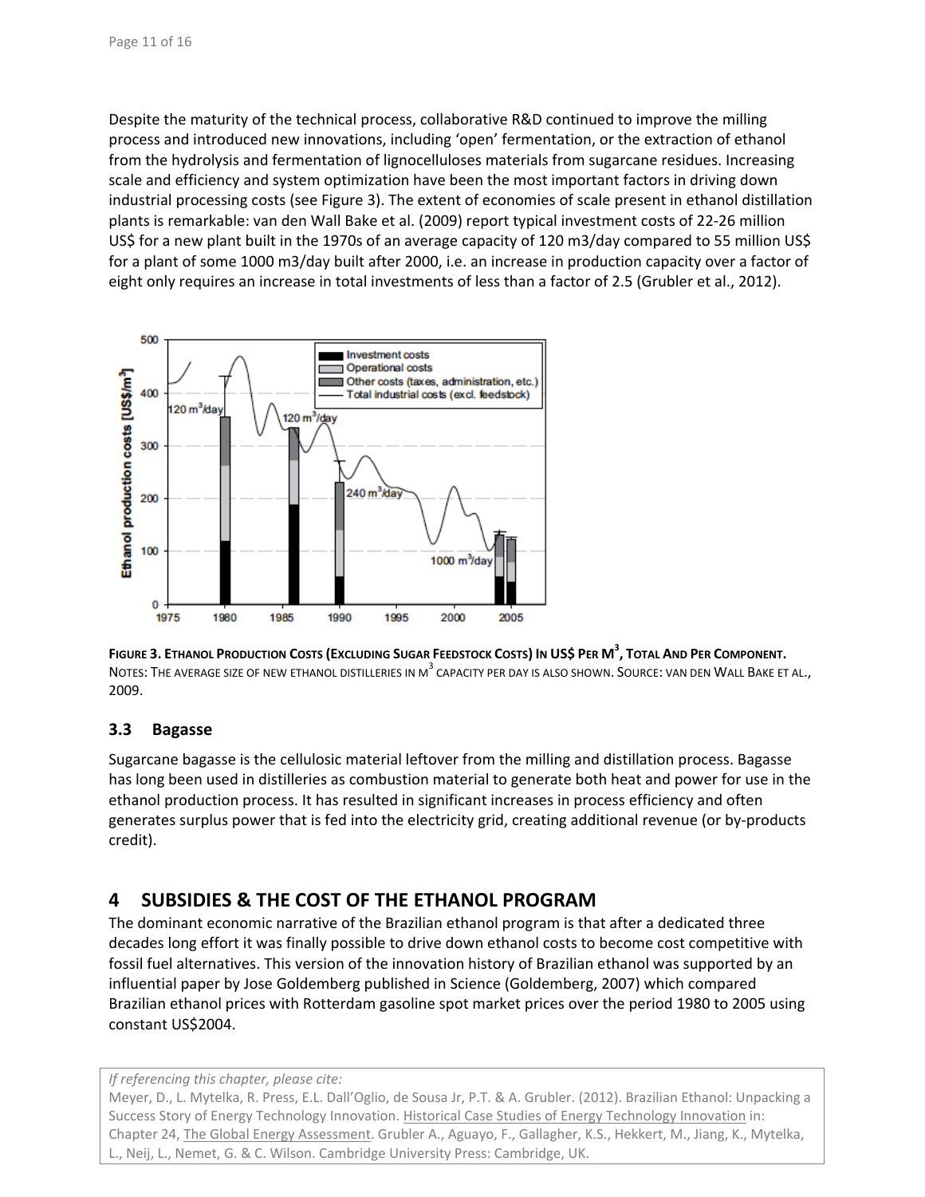Despite the maturity of the technical process, collaborative R&D continued to improve the milling process and introduced new innovations, including 'open' fermentation, or the extraction of ethanol from the hydrolysis and fermentation of lignocelluloses materials from sugarcane residues. Increasing scale and efficiency and system optimization have been the most important factors in driving down industrial processing costs (see Figure 3). The extent of economies of scale present in ethanol distillation plants is remarkable: van den Wall Bake et al. (2009) report typical investment costs of 22-26 million US$ for a new plant built in the 1970s of an average capacity of 120 m3/day compared to 55 million US$ for a plant of some 1000 m3/day built after 2000, i.e. an increase in production capacity over a factor of eight only requires an increase in total investments of less than a factor of 2.5 (Grubler et al., 2012).

**FIGURE 3. ETHANOL PRODUCTION COSTS (EXCLUDING SUGAR FEEDSTOCK COSTS) IN US$ PER M$^3$, TOTAL AND PER COMPONENT.** NOTES: THE AVERAGE SIZE OF NEW ETHANOL DISTILLERIES IN M$^3$ CAPACITY PER DAY IS ALSO SHOWN. SOURCE: VAN DEN WALL BAKE ET AL., 2009.

### 3.3 Bagasse

Sugarcane bagasse is the cellulosic material leftover from the milling and distillation process. Bagasse has long been used in distilleries as combustion material to generate both heat and power for use in the ethanol production process. It has resulted in significant increases in process efficiency and often generates surplus power that is fed into the electricity grid, creating additional revenue (or by-products credit).

## 4 SUBSIDIES & THE COST OF THE ETHANOL PROGRAM

The dominant economic narrative of the Brazilian ethanol program is that after a dedicated three decades long effort it was finally possible to drive down ethanol costs to become cost competitive with fossil fuel alternatives. This version of the innovation history of Brazilian ethanol was supported by an influential paper by Jose Goldemberg published in Science (Goldemberg, 2007) which compared Brazilian ethanol prices with Rotterdam gasoline spot market prices over the period 1980 to 2005 using constant US$2004.

*If referencing this chapter, please cite:*
Meyer, D., L. Mytelka, R. Press, E.L. Dall'Oglio, de Sousa Jr, P.T. & A. Grubler. (2012). Brazilian Ethanol: Unpacking a Success Story of Energy Technology Innovation. Historical Case Studies of Energy Technology Innovation in: Chapter 24, The Global Energy Assessment. Grubler A., Aguayo, F., Gallagher, K.S., Hekkert, M., Jiang, K., Mytelka, L., Neij, L., Nemet, G. & C. Wilson. Cambridge University Press: Cambridge, UK.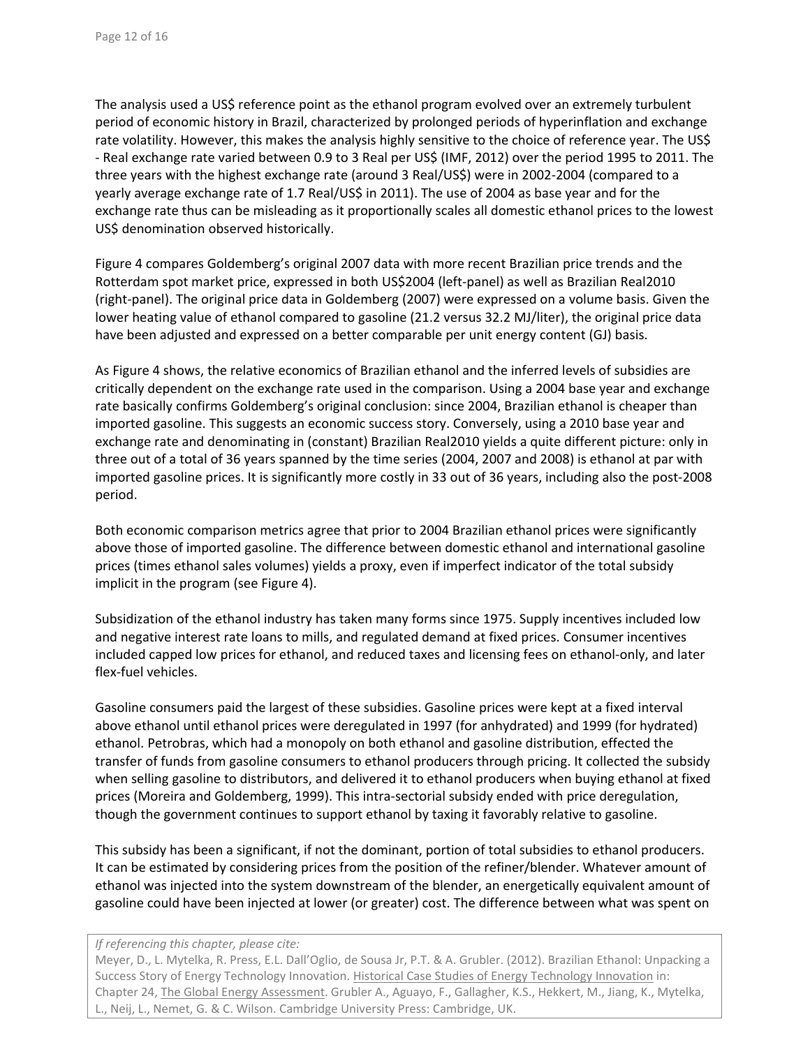The analysis used a US$ reference point as the ethanol program evolved over an extremely turbulent period of economic history in Brazil, characterized by prolonged periods of hyperinflation and exchange rate volatility. However, this makes the analysis highly sensitive to the choice of reference year. The US$ - Real exchange rate varied between 0.9 to 3 Real per US$ (IMF, 2012) over the period 1995 to 2011. The three years with the highest exchange rate (around 3 Real/US$) were in 2002-2004 (compared to a yearly average exchange rate of 1.7 Real/US$ in 2011). The use of 2004 as base year and for the exchange rate thus can be misleading as it proportionally scales all domestic ethanol prices to the lowest US$ denomination observed historically.

Figure 4 compares Goldemberg's original 2007 data with more recent Brazilian price trends and the Rotterdam spot market price, expressed in both US$2004 (left-panel) as well as Brazilian Real2010 (right-panel). The original price data in Goldemberg (2007) were expressed on a volume basis. Given the lower heating value of ethanol compared to gasoline (21.2 versus 32.2 MJ/liter), the original price data have been adjusted and expressed on a better comparable per unit energy content (GJ) basis.

As Figure 4 shows, the relative economics of Brazilian ethanol and the inferred levels of subsidies are critically dependent on the exchange rate used in the comparison. Using a 2004 base year and exchange rate basically confirms Goldemberg's original conclusion: since 2004, Brazilian ethanol is cheaper than imported gasoline. This suggests an economic success story. Conversely, using a 2010 base year and exchange rate and denominating in (constant) Brazilian Real2010 yields a quite different picture: only in three out of a total of 36 years spanned by the time series (2004, 2007 and 2008) is ethanol at par with imported gasoline prices. It is significantly more costly in 33 out of 36 years, including also the post-2008 period.

Both economic comparison metrics agree that prior to 2004 Brazilian ethanol prices were significantly above those of imported gasoline. The difference between domestic ethanol and international gasoline prices (times ethanol sales volumes) yields a proxy, even if imperfect indicator of the total subsidy implicit in the program (see Figure 4).

Subsidization of the ethanol industry has taken many forms since 1975. Supply incentives included low and negative interest rate loans to mills, and regulated demand at fixed prices. Consumer incentives included capped low prices for ethanol, and reduced taxes and licensing fees on ethanol-only, and later flex-fuel vehicles.

Gasoline consumers paid the largest of these subsidies. Gasoline prices were kept at a fixed interval above ethanol until ethanol prices were deregulated in 1997 (for anhydrated) and 1999 (for hydrated) ethanol. Petrobras, which had a monopoly on both ethanol and gasoline distribution, effected the transfer of funds from gasoline consumers to ethanol producers through pricing. It collected the subsidy when selling gasoline to distributors, and delivered it to ethanol producers when buying ethanol at fixed prices (Moreira and Goldemberg, 1999). This intra-sectorial subsidy ended with price deregulation, though the government continues to support ethanol by taxing it favorably relative to gasoline.

This subsidy has been a significant, if not the dominant, portion of total subsidies to ethanol producers. It can be estimated by considering prices from the position of the refiner/blender. Whatever amount of ethanol was injected into the system downstream of the blender, an energetically equivalent amount of gasoline could have been injected at lower (or greater) cost. The difference between what was spent on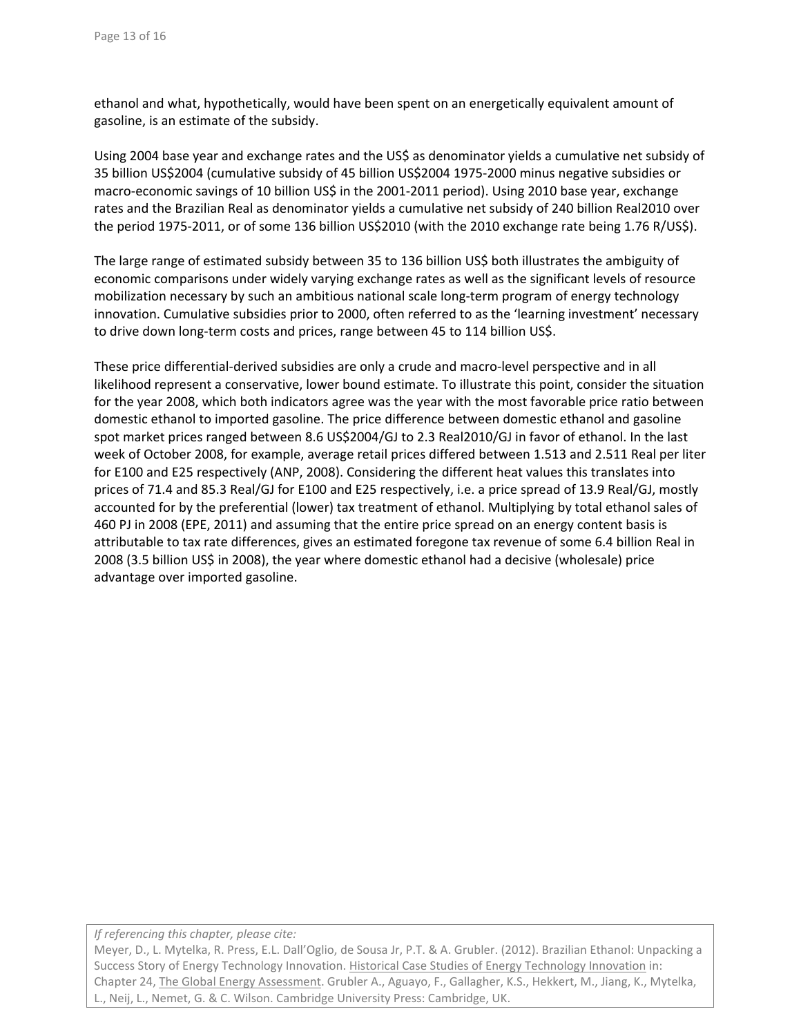ethanol and what, hypothetically, would have been spent on an energetically equivalent amount of gasoline, is an estimate of the subsidy.

Using 2004 base year and exchange rates and the US$ as denominator yields a cumulative net subsidy of 35 billion US$2004 (cumulative subsidy of 45 billion US$2004 1975-2000 minus negative subsidies or macro-economic savings of 10 billion US$ in the 2001-2011 period). Using 2010 base year, exchange rates and the Brazilian Real as denominator yields a cumulative net subsidy of 240 billion Real2010 over the period 1975-2011, or of some 136 billion US$2010 (with the 2010 exchange rate being 1.76 R/US$).

The large range of estimated subsidy between 35 to 136 billion US$ both illustrates the ambiguity of economic comparisons under widely varying exchange rates as well as the significant levels of resource mobilization necessary by such an ambitious national scale long-term program of energy technology innovation. Cumulative subsidies prior to 2000, often referred to as the 'learning investment' necessary to drive down long-term costs and prices, range between 45 to 114 billion US$.

These price differential-derived subsidies are only a crude and macro-level perspective and in all likelihood represent a conservative, lower bound estimate. To illustrate this point, consider the situation for the year 2008, which both indicators agree was the year with the most favorable price ratio between domestic ethanol to imported gasoline. The price difference between domestic ethanol and gasoline spot market prices ranged between 8.6 US$2004/GJ to 2.3 Real2010/GJ in favor of ethanol. In the last week of October 2008, for example, average retail prices differed between 1.513 and 2.511 Real per liter for E100 and E25 respectively (ANP, 2008). Considering the different heat values this translates into prices of 71.4 and 85.3 Real/GJ for E100 and E25 respectively, i.e. a price spread of 13.9 Real/GJ, mostly accounted for by the preferential (lower) tax treatment of ethanol. Multiplying by total ethanol sales of 460 PJ in 2008 (EPE, 2011) and assuming that the entire price spread on an energy content basis is attributable to tax rate differences, gives an estimated foregone tax revenue of some 6.4 billion Real in 2008 (3.5 billion US$ in 2008), the year where domestic ethanol had a decisive (wholesale) price advantage over imported gasoline.

*If referencing this chapter, please cite:*
Meyer, D., L. Mytelka, R. Press, E.L. Dall'Oglio, de Sousa Jr, P.T. & A. Grubler. (2012). Brazilian Ethanol: Unpacking a Success Story of Energy Technology Innovation. Historical Case Studies of Energy Technology Innovation in: Chapter 24, The Global Energy Assessment. Grubler A., Aguayo, F., Gallagher, K.S., Hekkert, M., Jiang, K., Mytelka, L., Neij, L., Nemet, G. & C. Wilson. Cambridge University Press: Cambridge, UK.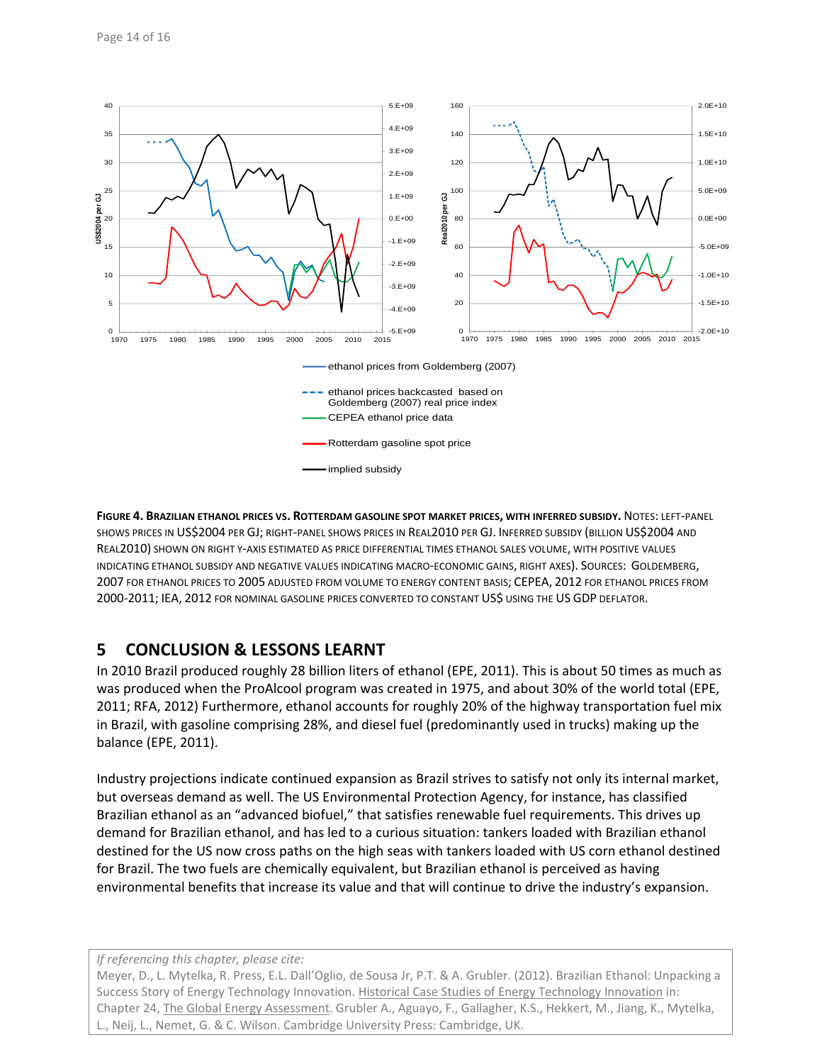**FIGURE 4. BRAZILIAN ETHANOL PRICES VS. ROTTERDAM GASOLINE SPOT MARKET PRICES, WITH INFERRED SUBSIDY.** NOTES: LEFT-PANEL SHOWS PRICES IN US$2004 PER GJ; RIGHT-PANEL SHOWS PRICES IN REAL2010 PER GJ. INFERRED SUBSIDY (BILLION US$2004 AND REAL2010) SHOWN ON RIGHT Y-AXIS ESTIMATED AS PRICE DIFFERENTIAL TIMES ETHANOL SALES VOLUME, WITH POSITIVE VALUES INDICATING ETHANOL SUBSIDY AND NEGATIVE VALUES INDICATING MACRO-ECONOMIC GAINS, RIGHT AXES). SOURCES: GOLDEMBERG, 2007 FOR ETHANOL PRICES TO 2005 ADJUSTED FROM VOLUME TO ENERGY CONTENT BASIS; CEPEA, 2012 FOR ETHANOL PRICES FROM 2000-2011; IEA, 2012 FOR NOMINAL GASOLINE PRICES CONVERTED TO CONSTANT US$ USING THE US GDP DEFLATOR.

## 5 CONCLUSION & LESSONS LEARNT

In 2010 Brazil produced roughly 28 billion liters of ethanol (EPE, 2011). This is about 50 times as much as was produced when the ProAlcool program was created in 1975, and about 30% of the world total (EPE, 2011; RFA, 2012) Furthermore, ethanol accounts for roughly 20% of the highway transportation fuel mix in Brazil, with gasoline comprising 28%, and diesel fuel (predominantly used in trucks) making up the balance (EPE, 2011).

Industry projections indicate continued expansion as Brazil strives to satisfy not only its internal market, but overseas demand as well. The US Environmental Protection Agency, for instance, has classified Brazilian ethanol as an "advanced biofuel," that satisfies renewable fuel requirements. This drives up demand for Brazilian ethanol, and has led to a curious situation: tankers loaded with Brazilian ethanol destined for the US now cross paths on the high seas with tankers loaded with US corn ethanol destined for Brazil. The two fuels are chemically equivalent, but Brazilian ethanol is perceived as having environmental benefits that increase its value and that will continue to drive the industry's expansion.

*If referencing this chapter, please cite:*
Meyer, D., L. Mytelka, R. Press, E.L. Dall'Oglio, de Sousa Jr, P.T. & A. Grubler. (2012). Brazilian Ethanol: Unpacking a Success Story of Energy Technology Innovation. Historical Case Studies of Energy Technology Innovation in: Chapter 24, The Global Energy Assessment. Grubler A., Aguayo, F., Gallagher, K.S., Hekkert, M., Jiang, K., Mytelka, L., Neij, L., Nemet, G. & C. Wilson. Cambridge University Press: Cambridge, UK.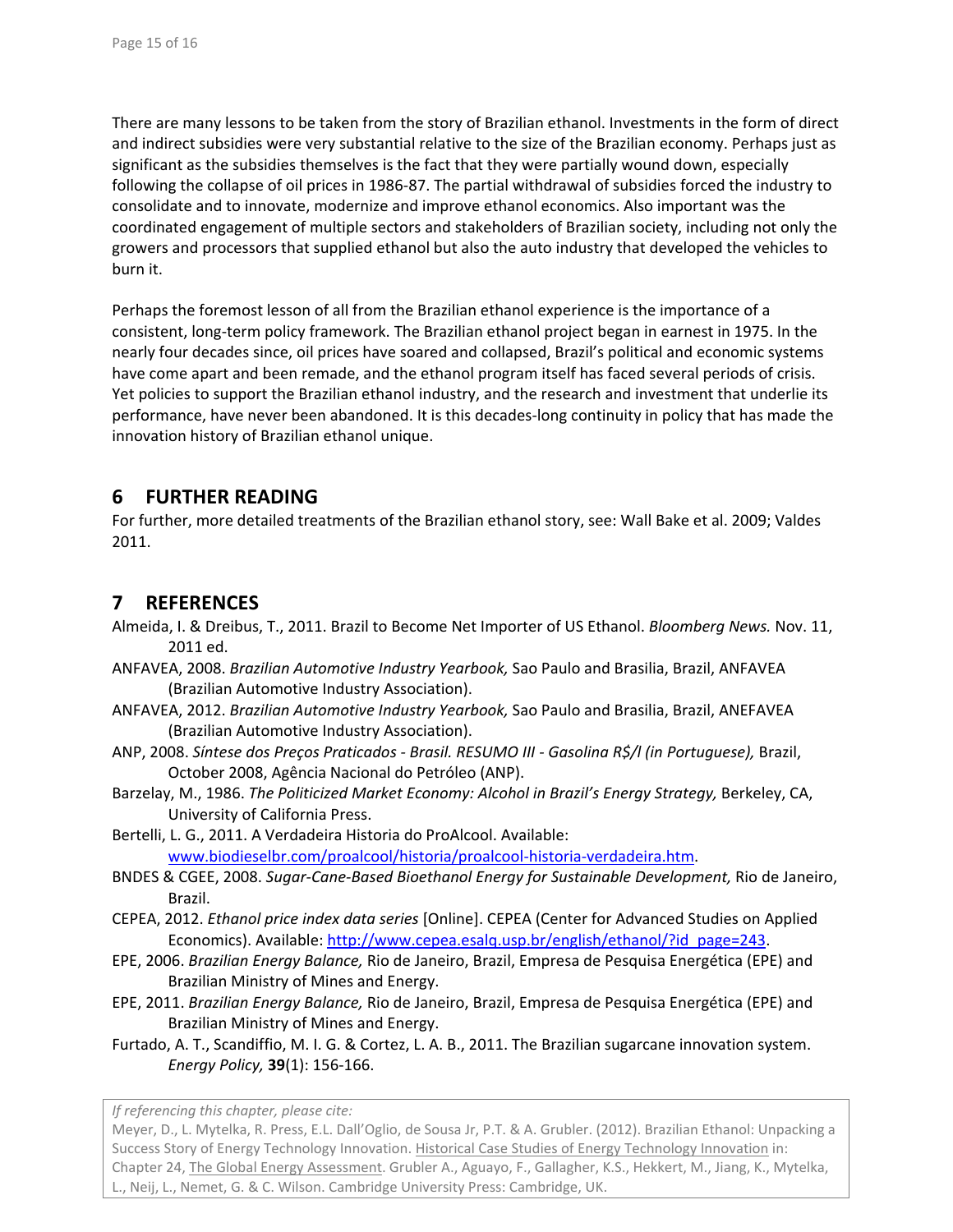There are many lessons to be taken from the story of Brazilian ethanol. Investments in the form of direct and indirect subsidies were very substantial relative to the size of the Brazilian economy. Perhaps just as significant as the subsidies themselves is the fact that they were partially wound down, especially following the collapse of oil prices in 1986-87. The partial withdrawal of subsidies forced the industry to consolidate and to innovate, modernize and improve ethanol economics. Also important was the coordinated engagement of multiple sectors and stakeholders of Brazilian society, including not only the growers and processors that supplied ethanol but also the auto industry that developed the vehicles to burn it.

Perhaps the foremost lesson of all from the Brazilian ethanol experience is the importance of a consistent, long-term policy framework. The Brazilian ethanol project began in earnest in 1975. In the nearly four decades since, oil prices have soared and collapsed, Brazil's political and economic systems have come apart and been remade, and the ethanol program itself has faced several periods of crisis. Yet policies to support the Brazilian ethanol industry, and the research and investment that underlie its performance, have never been abandoned. It is this decades-long continuity in policy that has made the innovation history of Brazilian ethanol unique.

## 6 FURTHER READING

For further, more detailed treatments of the Brazilian ethanol story, see: Wall Bake et al. 2009; Valdes 2011.

## 7 REFERENCES

Almeida, I. & Dreibus, T., 2011. Brazil to Become Net Importer of US Ethanol. *Bloomberg News.* Nov. 11, 2011 ed.

ANFAVEA, 2008. *Brazilian Automotive Industry Yearbook,* Sao Paulo and Brasilia, Brazil, ANFAVEA (Brazilian Automotive Industry Association).

ANFAVEA, 2012. *Brazilian Automotive Industry Yearbook,* Sao Paulo and Brasilia, Brazil, ANEFAVEA (Brazilian Automotive Industry Association).

ANP, 2008. *Síntese dos Preços Praticados - Brasil. RESUMO III - Gasolina R$/l (in Portuguese),* Brazil, October 2008, Agência Nacional do Petróleo (ANP).

Barzelay, M., 1986. *The Politicized Market Economy: Alcohol in Brazil's Energy Strategy,* Berkeley, CA, University of California Press.

Bertelli, L. G., 2011. A Verdadeira Historia do ProAlcool. Available: www.biodieselbr.com/proalcool/historia/proalcool-historia-verdadeira.htm.

BNDES & CGEE, 2008. *Sugar-Cane-Based Bioethanol Energy for Sustainable Development,* Rio de Janeiro, Brazil.

CEPEA, 2012. *Ethanol price index data series* [Online]. CEPEA (Center for Advanced Studies on Applied Economics). Available: http://www.cepea.esalq.usp.br/english/ethanol/?id_page=243.

EPE, 2006. *Brazilian Energy Balance,* Rio de Janeiro, Brazil, Empresa de Pesquisa Energética (EPE) and Brazilian Ministry of Mines and Energy.

EPE, 2011. *Brazilian Energy Balance,* Rio de Janeiro, Brazil, Empresa de Pesquisa Energética (EPE) and Brazilian Ministry of Mines and Energy.

Furtado, A. T., Scandiffio, M. I. G. & Cortez, L. A. B., 2011. The Brazilian sugarcane innovation system. *Energy Policy,* **39**(1): 156-166.

*If referencing this chapter, please cite:*
Meyer, D., L. Mytelka, R. Press, E.L. Dall'Oglio, de Sousa Jr, P.T. & A. Grubler. (2012). Brazilian Ethanol: Unpacking a Success Story of Energy Technology Innovation. Historical Case Studies of Energy Technology Innovation in: Chapter 24, The Global Energy Assessment. Grubler A., Aguayo, F., Gallagher, K.S., Hekkert, M., Jiang, K., Mytelka, L., Neij, L., Nemet, G. & C. Wilson. Cambridge University Press: Cambridge, UK.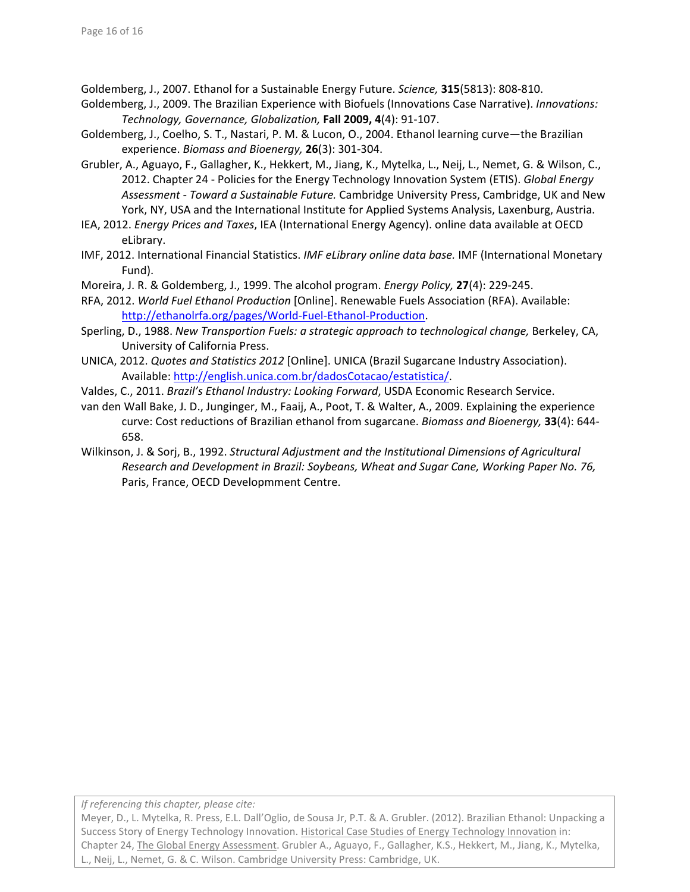Goldemberg, J., 2007. Ethanol for a Sustainable Energy Future. *Science,* **315**(5813): 808-810.

Goldemberg, J., 2009. The Brazilian Experience with Biofuels (Innovations Case Narrative). *Innovations: Technology, Governance, Globalization,* **Fall 2009, 4**(4): 91-107.

Goldemberg, J., Coelho, S. T., Nastari, P. M. & Lucon, O., 2004. Ethanol learning curve—the Brazilian experience. *Biomass and Bioenergy,* **26**(3): 301-304.

Grubler, A., Aguayo, F., Gallagher, K., Hekkert, M., Jiang, K., Mytelka, L., Neij, L., Nemet, G. & Wilson, C., 2012. Chapter 24 - Policies for the Energy Technology Innovation System (ETIS). *Global Energy Assessment - Toward a Sustainable Future.* Cambridge University Press, Cambridge, UK and New York, NY, USA and the International Institute for Applied Systems Analysis, Laxenburg, Austria.

IEA, 2012. *Energy Prices and Taxes*, IEA (International Energy Agency). online data available at OECD eLibrary.

IMF, 2012. International Financial Statistics. *IMF eLibrary online data base.* IMF (International Monetary Fund).

Moreira, J. R. & Goldemberg, J., 1999. The alcohol program. *Energy Policy,* **27**(4): 229-245.

RFA, 2012. *World Fuel Ethanol Production* [Online]. Renewable Fuels Association (RFA). Available: http://ethanolrfa.org/pages/World-Fuel-Ethanol-Production.

Sperling, D., 1988. *New Transportion Fuels: a strategic approach to technological change,* Berkeley, CA, University of California Press.

UNICA, 2012. *Quotes and Statistics 2012* [Online]. UNICA (Brazil Sugarcane Industry Association). Available: http://english.unica.com.br/dadosCotacao/estatistica/.

Valdes, C., 2011. *Brazil's Ethanol Industry: Looking Forward*, USDA Economic Research Service.

van den Wall Bake, J. D., Junginger, M., Faaij, A., Poot, T. & Walter, A., 2009. Explaining the experience curve: Cost reductions of Brazilian ethanol from sugarcane. *Biomass and Bioenergy,* **33**(4): 644-658.

Wilkinson, J. & Sorj, B., 1992. *Structural Adjustment and the Institutional Dimensions of Agricultural Research and Development in Brazil: Soybeans, Wheat and Sugar Cane, Working Paper No. 76,* Paris, France, OECD Developmment Centre.

*If referencing this chapter, please cite:*
Meyer, D., L. Mytelka, R. Press, E.L. Dall'Oglio, de Sousa Jr, P.T. & A. Grubler. (2012). Brazilian Ethanol: Unpacking a Success Story of Energy Technology Innovation. Historical Case Studies of Energy Technology Innovation in: Chapter 24, The Global Energy Assessment. Grubler A., Aguayo, F., Gallagher, K.S., Hekkert, M., Jiang, K., Mytelka, L., Neij, L., Nemet, G. & C. Wilson. Cambridge University Press: Cambridge, UK.